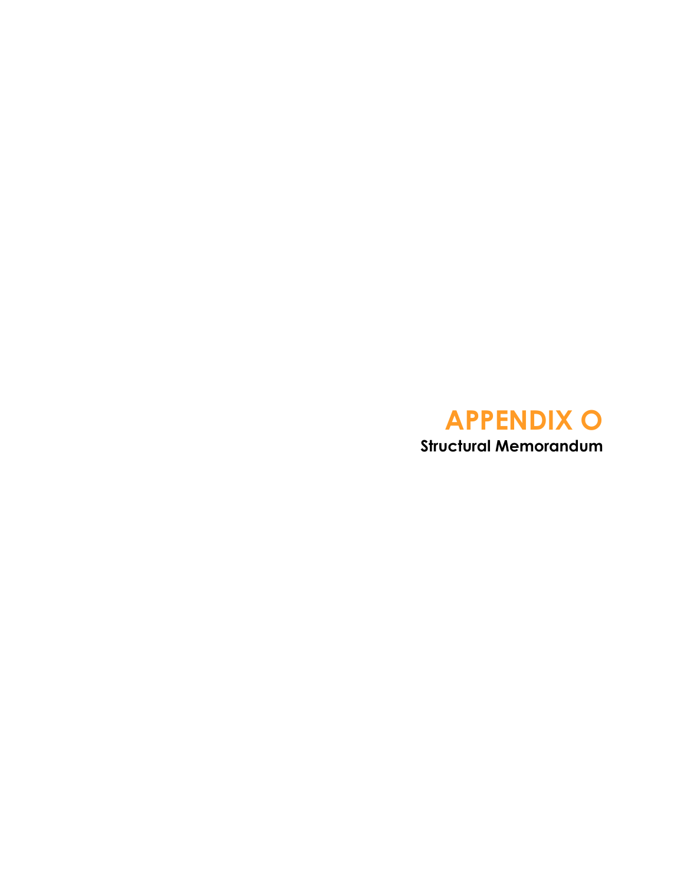# APPENDIX O

**Structural Memorandum**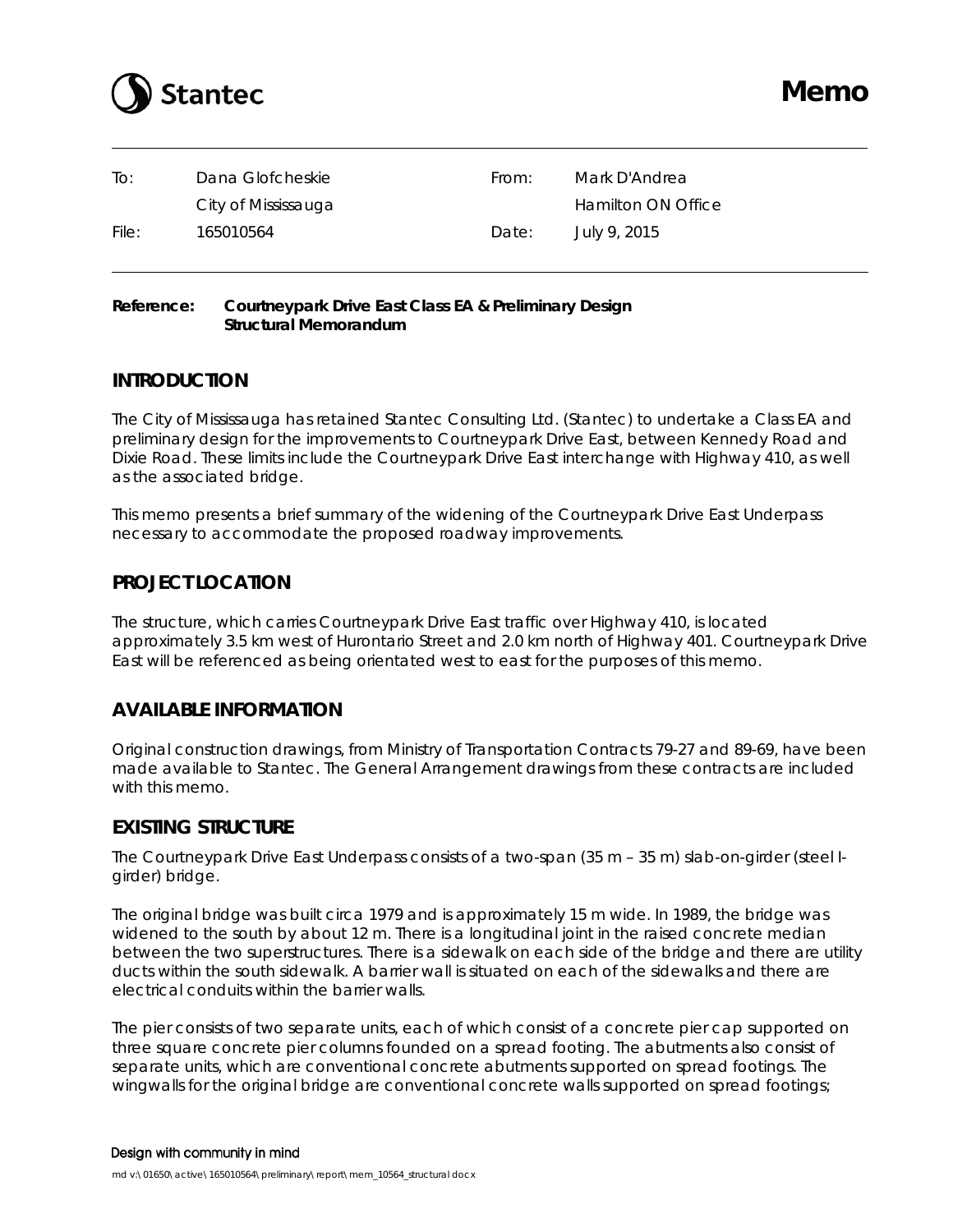# Memo

| | | | |
|---|---|---|---|
| To: | Dana Glofcheskie | From: | Mark D'Andrea |
| | City of Mississauga | | Hamilton ON Office |
| File: | 165010564 | Date: | July 9, 2015 |

**Reference: Courtneypark Drive East Class EA & Preliminary Design Structural Memorandum**

## INTRODUCTION

The City of Mississauga has retained Stantec Consulting Ltd. (Stantec) to undertake a Class EA and preliminary design for the improvements to Courtneypark Drive East, between Kennedy Road and Dixie Road. These limits include the Courtneypark Drive East interchange with Highway 410, as well as the associated bridge.

This memo presents a brief summary of the widening of the Courtneypark Drive East Underpass necessary to accommodate the proposed roadway improvements.

## PROJECT LOCATION

The structure, which carries Courtneypark Drive East traffic over Highway 410, is located approximately 3.5 km west of Hurontario Street and 2.0 km north of Highway 401. Courtneypark Drive East will be referenced as being orientated west to east for the purposes of this memo.

## AVAILABLE INFORMATION

Original construction drawings, from Ministry of Transportation Contracts 79-27 and 89-69, have been made available to Stantec. The General Arrangement drawings from these contracts are included with this memo.

## EXISTING STRUCTURE

The Courtneypark Drive East Underpass consists of a two-span (35 m – 35 m) slab-on-girder (steel I-girder) bridge.

The original bridge was built circa 1979 and is approximately 15 m wide. In 1989, the bridge was widened to the south by about 12 m. There is a longitudinal joint in the raised concrete median between the two superstructures. There is a sidewalk on each side of the bridge and there are utility ducts within the south sidewalk. A barrier wall is situated on each of the sidewalks and there are electrical conduits within the barrier walls.

The pier consists of two separate units, each of which consist of a concrete pier cap supported on three square concrete pier columns founded on a spread footing. The abutments also consist of separate units, which are conventional concrete abutments supported on spread footings. The wingwalls for the original bridge are conventional concrete walls supported on spread footings;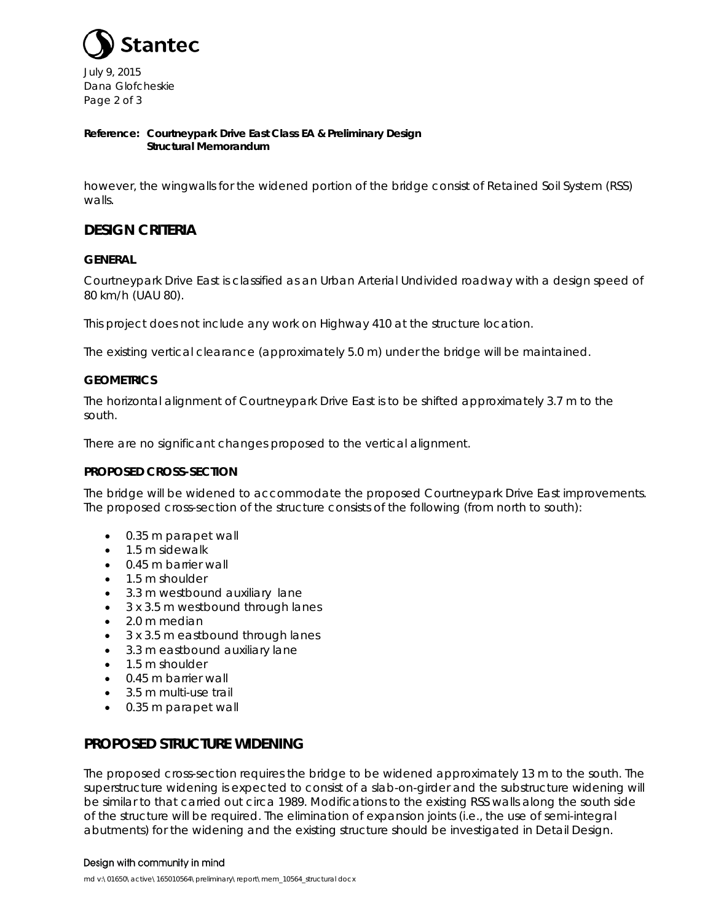however, the wingwalls for the widened portion of the bridge consist of Retained Soil System (RSS) walls.

## DESIGN CRITERIA

### GENERAL

Courtneypark Drive East is classified as an Urban Arterial Undivided roadway with a design speed of 80 km/h (UAU 80).

This project does not include any work on Highway 410 at the structure location.

The existing vertical clearance (approximately 5.0 m) under the bridge will be maintained.

### GEOMETRICS

The horizontal alignment of Courtneypark Drive East is to be shifted approximately 3.7 m to the south.

There are no significant changes proposed to the vertical alignment.

### PROPOSED CROSS-SECTION

The bridge will be widened to accommodate the proposed Courtneypark Drive East improvements. The proposed cross-section of the structure consists of the following (from north to south):

- 0.35 m parapet wall
- 1.5 m sidewalk
- 0.45 m barrier wall
- 1.5 m shoulder
- 3.3 m westbound auxiliary lane
- 3 x 3.5 m westbound through lanes
- 2.0 m median
- 3 x 3.5 m eastbound through lanes
- 3.3 m eastbound auxiliary lane
- 1.5 m shoulder
- 0.45 m barrier wall
- 3.5 m multi-use trail
- 0.35 m parapet wall

## PROPOSED STRUCTURE WIDENING

The proposed cross-section requires the bridge to be widened approximately 13 m to the south. The superstructure widening is expected to consist of a slab-on-girder and the substructure widening will be similar to that carried out circa 1989. Modifications to the existing RSS walls along the south side of the structure will be required. The elimination of expansion joints (i.e., the use of semi-integral abutments) for the widening and the existing structure should be investigated in Detail Design.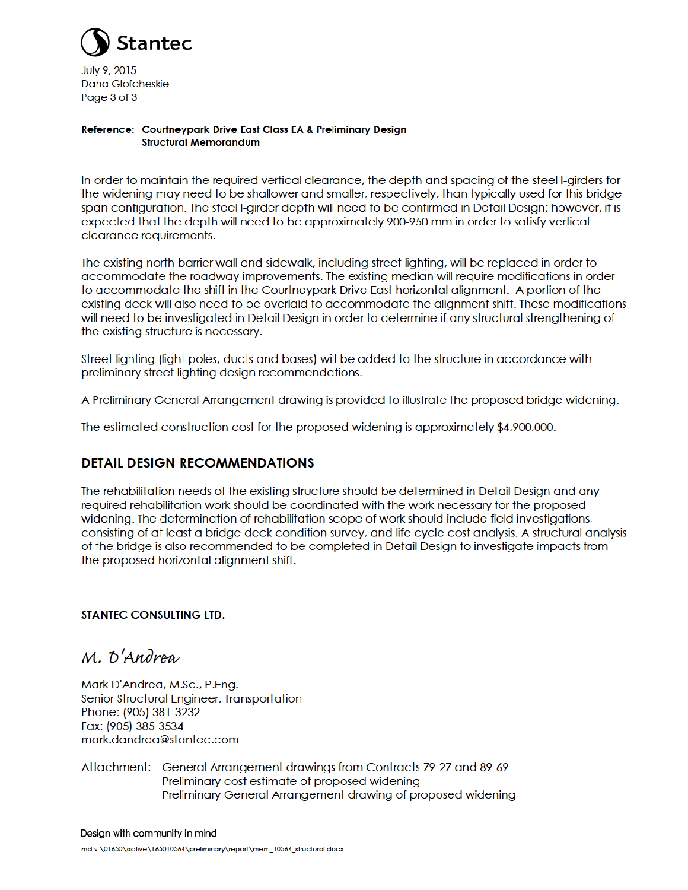**Reference: Courtneypark Drive East Class EA & Preliminary Design**
**Structural Memorandum**

In order to maintain the required vertical clearance, the depth and spacing of the steel I-girders for the widening may need to be shallower and smaller, respectively, than typically used for this bridge span configuration. The steel I-girder depth will need to be confirmed in Detail Design; however, it is expected that the depth will need to be approximately 900-950 mm in order to satisfy vertical clearance requirements.

The existing north barrier wall and sidewalk, including street lighting, will be replaced in order to accommodate the roadway improvements. The existing median will require modifications in order to accommodate the shift in the Courtneypark Drive East horizontal alignment. A portion of the existing deck will also need to be overlaid to accommodate the alignment shift. These modifications will need to be investigated in Detail Design in order to determine if any structural strengthening of the existing structure is necessary.

Street lighting (light poles, ducts and bases) will be added to the structure in accordance with preliminary street lighting design recommendations.

A Preliminary General Arrangement drawing is provided to illustrate the proposed bridge widening.

The estimated construction cost for the proposed widening is approximately $4,900,000.

## DETAIL DESIGN RECOMMENDATIONS

The rehabilitation needs of the existing structure should be determined in Detail Design and any required rehabilitation work should be coordinated with the work necessary for the proposed widening. The determination of rehabilitation scope of work should include field investigations, consisting of at least a bridge deck condition survey, and life cycle cost analysis. A structural analysis of the bridge is also recommended to be completed in Detail Design to investigate impacts from the proposed horizontal alignment shift.

**STANTEC CONSULTING LTD.**

*M. D'Andrea*

Mark D'Andrea, M.Sc., P.Eng.
Senior Structural Engineer, Transportation
Phone: (905) 381-3232
Fax: (905) 385-3534
mark.dandrea@stantec.com

Attachment: General Arrangement drawings from Contracts 79-27 and 89-69
Preliminary cost estimate of proposed widening
Preliminary General Arrangement drawing of proposed widening

Design with community in mind

md v:\01650\active\165010564\preliminary\report\mem_10564_structural docx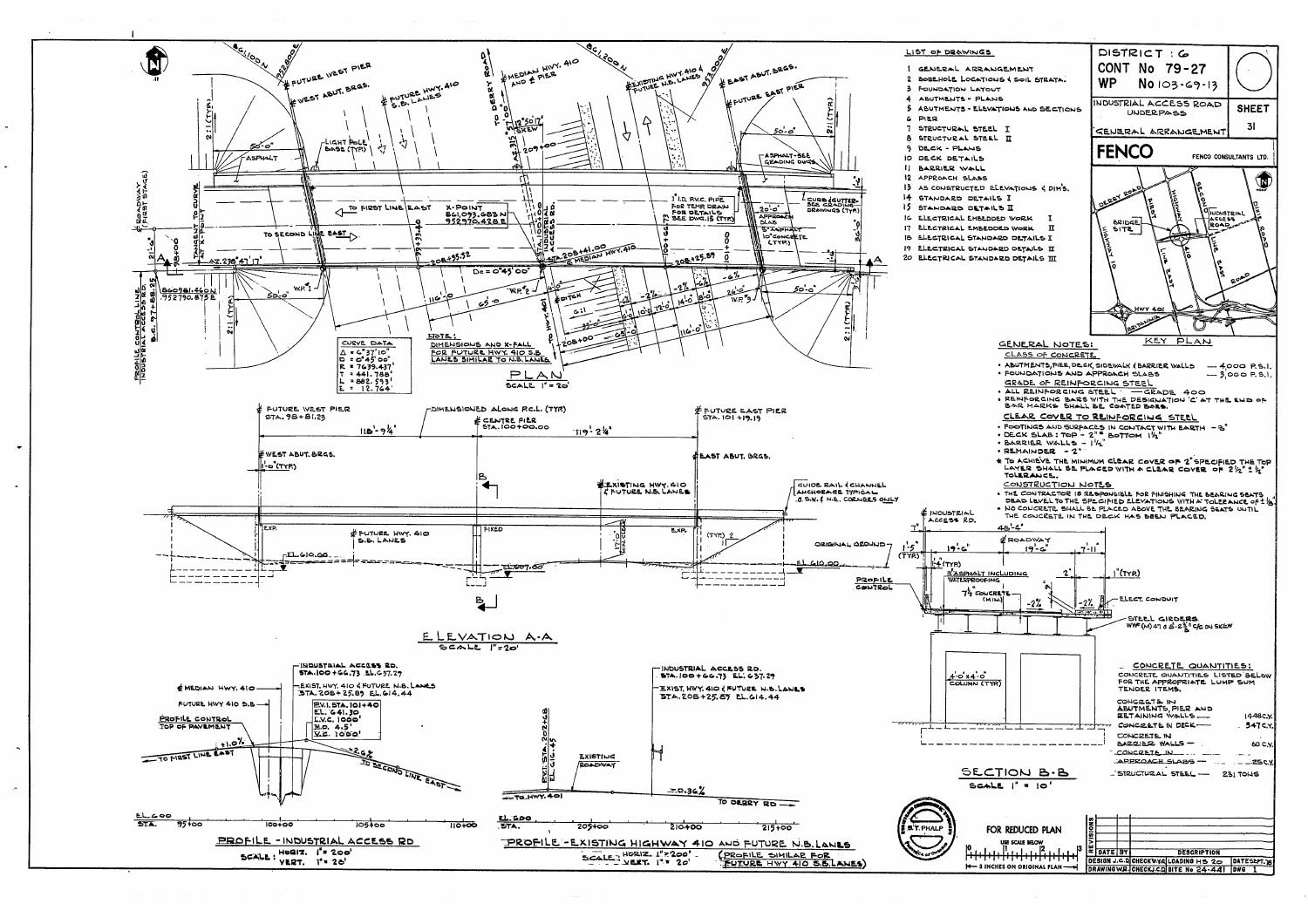# INDUSTRIAL ACCESS ROAD UNDERPASS — GENERAL ARRANGEMENT

DISTRICT : 6
CONT No 79-27
WP No 103-69-13

INDUSTRIAL ACCESS ROAD UNDERPASS — SHEET 31

GENERAL ARRANGEMENT

FENCO — FENCO CONSULTANTS LTD.

## LIST OF DRAWINGS

1. GENERAL ARRANGEMENT
2. BOREHOLE LOCATIONS & SOIL STRATA.
3. FOUNDATION LAYOUT
4. ABUTMENTS - PLANS
5. ABUTMENTS - ELEVATIONS AND SECTIONS
6. PIER
7. STRUCTURAL STEEL I
8. STRUCTURAL STEEL II
9. DECK - PLANS
10. DECK DETAILS
11. BARRIER WALL
12. APPROACH SLABS
13. AS CONSTRUCTED ELEVATIONS & DIM'S.
14. STANDARD DETAILS I
15. STANDARD DETAILS II
16. ELECTRICAL EMBEDDED WORK I
17. ELECTRICAL EMBEDDED WORK II
18. ELECTRICAL STANDARD DETAILS I
19. ELECTRICAL STANDARD DETAILS II
20. ELECTRICAL STANDARD DETAILS III

## KEY PLAN

DERRY ROAD, BRIDGE SITE, HIGHWAY 10, FIRST LINE EAST, HIGHWAY 410, SECOND LINE EAST, INDUSTRIAL ACCESS ROAD, DIXIE ROAD, HWY 401, BRITANNIA

## GENERAL NOTES:

### CLASS OF CONCRETE

- ABUTMENTS, PIER, DECK, SIDEWALK & BARRIER WALLS — 4,000 P.S.I.
- FOUNDATIONS AND APPROACH SLABS — 3,000 P.S.I.

### GRADE OF REINFORCING STEEL

- ALL REINFORCING STEEL — GRADE 400
- REINFORCING BARS WITH THE DESIGNATION 'C' AT THE END OF BAR MARKS SHALL BE COATED BARS.

### CLEAR COVER TO REINFORCING STEEL

- FOOTINGS AND SURFACES IN CONTACT WITH EARTH — 3"
- DECK SLAB: TOP — 2" * BOTTOM 1½"
- BARRIER WALLS — 1½"
- REMAINDER — 2"

\* TO ACHIEVE THE MINIMUM CLEAR COVER OF 2" SPECIFIED THE TOP LAYER SHALL BE PLACED WITH A CLEAR COVER OF 2½" ± ½" TOLERANCE.

### CONSTRUCTION NOTES

- THE CONTRACTOR IS RESPONSIBLE FOR FINISHING THE BEARING SEATS DEAD LEVEL TO THE SPECIFIED ELEVATIONS WITH A TOLERANCE OF ± ⅛".
- NO CONCRETE SHALL BE PLACED ABOVE THE BEARING SEATS UNTIL THE CONCRETE IN THE DECK HAS BEEN PLACED.

## CONCRETE QUANTITIES:

CONCRETE QUANTITIES LISTED BELOW FOR THE APPROPRIATE LUMP SUM TENDER ITEMS.

| Item | Quantity |
|---|---|
| CONCRETE IN ABUTMENTS, PIER AND RETAINING WALLS | 1448 C.Y. |
| CONCRETE IN DECK | 547 C.Y. |
| CONCRETE IN BARRIER WALLS | 60 C.Y. |
| ~~CONCRETE IN APPROACH SLABS~~ | 25 C.Y. |
| STRUCTURAL STEEL | 231 TONS |

## PLAN

SCALE 1" = 20'

Labels: 861,100 N; 952,800 E; ⊄ FUTURE WEST PIER; ⊄ WEST ABUT. BRGS.; ⊄ FUTURE HWY. 410 S.B. LANES; TO DERRY ROAD; ⊄ MEDIAN HWY. 410 AND ⊄ PIER; 861,200 N; ⊄ EXISTING HWY. 410 & FUTURE N.B. LANES; 953,000 E; ⊄ EAST ABUT. BRGS.; ⊄ FUTURE EAST PIER; 2:1 (TYP.); 50'-0"; ASPHALT; LIGHT POLE BASE (TYP.); 18°50'17" SKEW; 209+00; AZ 315°21'00"; ASPHALT - SEE GRADING DWGS.; ⊄ ROADWAY (FIRST STAGE); TANGENT TO CURVE AT X-POINT; TO FIRST LINE EAST; X-POINT 861,093.683 N 952,970.428 E; ⊄ INDUSTRIAL ACCESS RD.; 3" I.D. P.V.C. PIPE FOR TEMP. DRAIN FOR DETAILS SEE DWG. 15 (TYP.); CURB & GUTTER - SEE GRADING DRAWINGS (TYP.); 20'-0" APPROACH SLAB; 3" ASPHALT; 10" CONCRETE (TYP.); TO SECOND LINE EAST; 99+33.40; STA. 208+41.00 ⊄ MEDIAN HWY. 410; 100+66.73; 101+00; 208+25.89; 21'-6"; 98+00; AZ 298°47'17"; 208+55.32; Dc = 0°45'00"; W.P. 1; W.P. 2; W.P. 3; 860981.460 N 952790.875 E; PROFILE CONTROL LINE INDUSTRIAL ACCESS RD.; B.C. 97+88.25; 50'-0"; 116'-0"; 65'-0"; DITCH; 6:1; HWY. 401; 208+00; 10'-0"; 12'-0"; 14'-0"; 8'-0"; -2%; -6%; 26'-0"; 116'-0"; 65'-0"

### CURVE DATA

| | |
|---|---|
| Δ | = 6°37'10" |
| D | = 0°45'00" |
| R | = 7639.437' |
| T | = 441.786' |
| L | = 882.593' |
| E | = 12.764' |

NOTE: DIMENSIONS AND X-FALL FOR FUTURE HWY. 410 S.B. LANES SIMILAR TO N.B. LANES.

## ELEVATION A-A

SCALE 1" = 20'

Labels: ⊄ FUTURE WEST PIER STA. 98+81.23; DIMENSIONED ALONG P.C.L. (TYP.); ⊄ CENTRE PIER STA. 100+00.00; ⊄ FUTURE EAST PIER STA. 101+19.19; 118'-9¼"; 119'-2¼"; ⊄ WEST ABUT. BRGS.; ⊄ EAST ABUT. BRGS.; 1'-0" (TYP.); ⊄ EXISTING HWY. 410 & FUTURE N.B. LANES; GUIDE RAIL & CHANNEL ANCHORAGE TYPICAL @ S.W. & N.E. CORNERS ONLY; EXP.; FIXED; EXP.; ⊄ FUTURE HWY. 410 S.B. LANES; 17'-0" MIN. CLEAR; (TYP.) 2:1; ORIGINAL GROUND; EL. 610.00; EL. 607.60; EL. 610.00; B

## SECTION B-B

SCALE 1" = 10'

Labels: ⊄ INDUSTRIAL ACCESS RD.; 48'-4"; 1'-5" (TYP.); 19'-6"; ⊄ ROADWAY; 19'-6"; 7'-11"; 4" (TYP.); 2'; 1" (TYP.); 3" ASPHALT INCLUDING WATERPROOFING; 7½" CONCRETE (MIN.); -2%; -2%; PROFILE CONTROL; ELECT. CONDUIT; STEEL GIRDERS WWF (M) 47 @ 8'-2⅝" C/C ON SKEW; 4'-0" x 4'-0" COLUMN (TYP.)

## PROFILE - INDUSTRIAL ACCESS RD

SCALE: HORIZ. 1" = 200', VERT. 1" = 20'

Labels: INDUSTRIAL ACCESS RD. STA. 100+66.73 EL. 637.29; EXIST. HWY. 410 & FUTURE N.B. LANES STA. 208+25.89 EL. 614.44; ⊄ MEDIAN HWY. 410; FUTURE HWY 410 S.B.; PROFILE CONTROL TOP OF PAVEMENT; +1.0%; -2.6%; TO FIRST LINE EAST; TO SECOND LINE EAST; EL. 600; STA. 95+00; 100+00; 105+00; 110+00

| P.V.I. STA. 101+40 |
|---|
| EL. 641.30 |
| L.V.C. 1000' |
| M.O. 4.5' |
| V.C. 1000' |

## PROFILE - EXISTING HIGHWAY 410 AND FUTURE N.B. LANES

SCALE: HORIZ. 1" = 200', VERT. 1" = 20'

(PROFILE SIMILAR FOR FUTURE HWY 410 S.B. LANES)

Labels: INDUSTRIAL ACCESS RD. STA. 100+66.73 EL. 637.29; EXIST. HWY. 410 & FUTURE N.B. LANES STA. 208+25.89 EL. 614.44; P.V.I. STA. 202+68 EL. 616.45; EXISTING ROADWAY; -0.36%; TO HWY. 401; TO DERRY RD; EL. 600; STA. 205+00; 210+00; 215+00

FOR REDUCED PLAN — USE SCALE BELOW — 0 1 2 3 — 3 INCHES ON ORIGINAL PLAN

S.T. PHALP

| DATE | BY | DESCRIPTION |
|---|---|---|
| | | |

REVISIONS

| DESIGN J.C.D. | CHECK W.R.G. | LOADING HS 20 | DATE SEPT. 78 |
|---|---|---|---|
| DRAWING W.R. | CHECK J.C.D. | SITE No 24-441 | DWG 1 |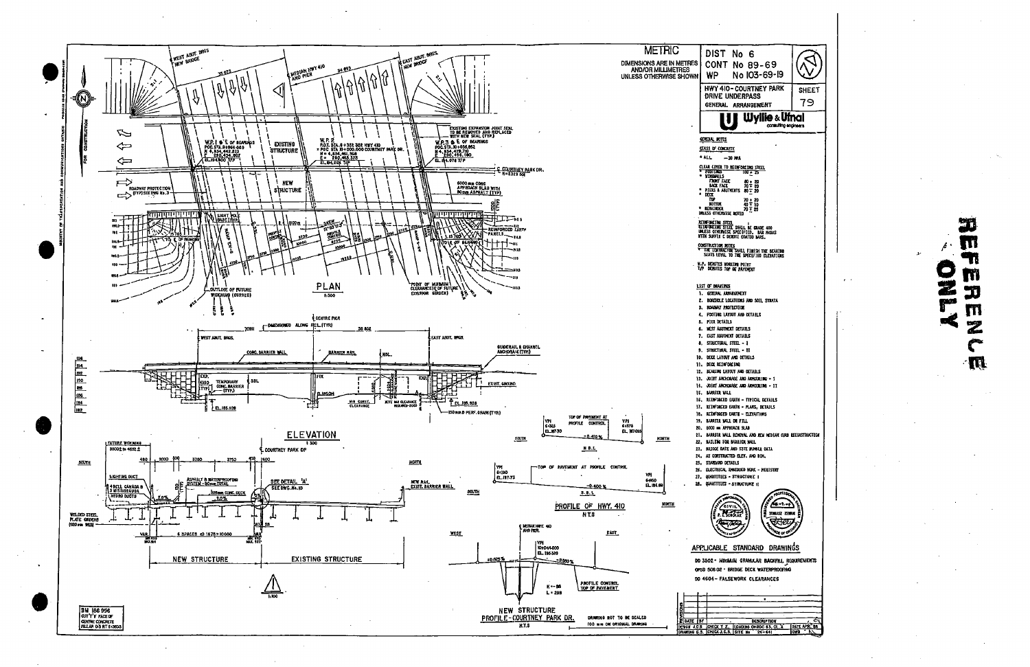METRIC

DIMENSIONS ARE IN METRES AND/OR MILLIMETRES UNLESS OTHERWISE SHOWN

DIST No 6
CONT No 89-69
WP No 103-69-19

HWY 410 - COURTNEY PARK DRIVE UNDERPASS
GENERAL ARRANGEMENT

SHEET 79

Wyllie & Ufnal consulting engineers

## GENERAL NOTES

CLASS OF CONCRETE

* ALL — 30 MPA

CLEAR COVER TO REINFORCING STEEL

- FOOTINGS 100 ± 25
- WINGWALLS
  - FRONT FACE 60 ± 20
  - BACK FACE 70 ± 20
- PIERS & ABUTMENTS 80 ± 20
- DECK
  - TOP 70 ± 20
  - BOTTOM 40 ± 10
- REMAINDER 70 ± 20

UNLESS OTHERWISE NOTED

REINFORCING STEEL
REINFORCING STEEL SHALL BE GRADE 400 UNLESS OTHERWISE SPECIFIED. BAR MARKS WITH SUFFIX C DENOTE COATED BARS.

CONSTRUCTION NOTES
* THE CONTRACTOR SHALL FINISH THE BEARING SEATS LEVEL TO THE SPECIFIED ELEVATIONS

W.P. DENOTES WORKING POINT
T/P DENOTES TOP OF PAVEMENT

## LIST OF DRAWINGS

1. GENERAL ARRANGEMENT
2. BOREHOLE LOCATIONS AND SOIL STRATA
3. ROADWAY PROTECTION
4. FOOTING LAYOUT AND DETAILS
5. PIER DETAILS
6. WEST ABUTMENT DETAILS
7. EAST ABUTMENT DETAILS
8. STRUCTURAL STEEL - I
9. STRUCTURAL STEEL - II
10. DECK LAYOUT AND DETAILS
11. DECK REINFORCING
12. BEARING LAYOUT AND DETAILS
13. JOINT ANCHORAGE AND ARMOURING - I
14. JOINT ANCHORAGE AND ARMOURING - II
15. BARRIER WALL
16. REINFORCED EARTH - TYPICAL DETAILS
17. REINFORCED EARTH - PLANS, DETAILS
18. REINFORCED EARTH - ELEVATIONS
19. BARRIER WALL ON FILL
20. 6000 mm APPROACH SLAB
21. BARRIER WALL REMOVAL AND NEW MEDIAN CURB RECONSTRUCTION
22. RAILING FOR BARRIER WALL
23. BRIDGE DATE AND SITE NUMBER DATA
24. AS CONSTRUCTED ELEV. AND BOH.
25. STANDARD DETAILS
26. ELECTRICAL EMBEDDED WORK - MINISTRY
27. QUANTITIES - STRUCTURE I
28. QUANTITIES - STRUCTURE II

## APPLICABLE STANDARD DRAWINGS

SD 3502 - MINIMUM GRANULAR BACKFILL REQUIREMENTS
OPSD 508.02 - BRIDGE DECK WATERPROOFING
SD 4604 - FALSEWORK CLEARANCES

## PLAN 1:300

W.P. 1 @ ℄ OF BEARINGS POC.STA.91+061.469 N 4,834,442.823 E 290,434.807 EL.184.800 T/P

W.P. 2 P.O.T. STA. 8 + 362.328 HWY 410 = POC STA 10+000.000 COURTNEY PARK DR. N 4,834,461.566 E 290,455.325 EL.184.818 T/P

W.P. 3 @ ℄ OF BEARINGS POC.STA.10+036.852 N 4,834,478.710 E 290,486.180 EL.184.978 T/P

EXISTING STRUCTURE — NEW STRUCTURE

EXISTING EXPANSION JOINT SEAL TO BE REMOVED AND REPLACED WITH NEW SEAL (TYP)

℄ COURTNEY PARK DR.

6000 mm CONC APPROACH SLAB WITH 90mm ASPHALT (TYP)

ROADWAY PROTECTION (TYP) SEE DWG No. 3

REINFORCED EARTH PANELS

OUTLINE OF FUTURE WIDENING (CURVED)

POINT OF MINIMUM CLEARANCE(S) OF FUTURE EXTERIOR GIRDER

WEST ABUT. BRGS NEW BRIDGE — EAST ABUT. BRGS. NEW BRIDGE — MEDIAN HWY 410 AND PIER

## ELEVATION 1:300

℄ CENTRE PIER — DIMENSIONED ALONG ℄ (TYP) — 36 852

WEST ABUT. BRGS. — EAST ABUT. BRGS.

CONC. BARRIER WALL — BARRIER RAIL — GUIDERAIL & CHANNEL ANCHORAGE (TYP)

TEMPORARY CONC. BARRIER (TYP) — EXIST. GROUND — MIN CONST. CLEARANCE — ROTE MIN CLEARANCE REQUIRED 5000

EL.185.128 — EL.185.014 — EL.185.928

150 mm Ø PERF. DRAIN (TYP)

## ℄ COURTNEY PARK DR 1:100

FUTURE WIDENING 3500± to 4650±

SOUTH — NORTH

LIGHTING DUCT
4 BELL CANADA & 3 MISSISSAUGA HYDRO DUCTS

ASPHALT & WATERPROOFING SYSTEM - 90mm TOTAL
225mm CONC. DECK
SEE DETAIL 'A' SEE DWG. No. 10
NEW RAIL EXIST. BARRIER WALL

WELDED STEEL PLATE GIRDERS (1820 mm WEB)

6 SPACES @ 1675 = 10050

NEW STRUCTURE — EXISTING STRUCTURE

## PROFILE OF HWY. 410 N.T.S

TOP OF PAVEMENT AT PROFILE CONTROL — N.B.L. — -0.400 %
TOP OF PAVEMENT AT PROFILE CONTROL — S.B.L. — -0.400 %

## NEW STRUCTURE PROFILE - COURTNEY PARK DR. N.T.S

℄ MEDIAN HWY 410 AND PIER
VPI 10+044.000 EL. 185.320
PROFILE CONTROL TOP OF PAVEMENT
K = 86 L = 298

BM 166 956 CUT 'T' FACE OF CENTRE CONCRETE PILLAR O/S RT 6+0005

DRAWING NOT TO BE SCALED
100 mm ON ORIGINAL DRAWING

DESIGN J.C.S. CHECK T.Z. LOADING OHBDC 83, CL 'A' DATE APR 88
DRAWING G.S. CHECK J.C.S. SITE No 24-441

REFERENCE ONLY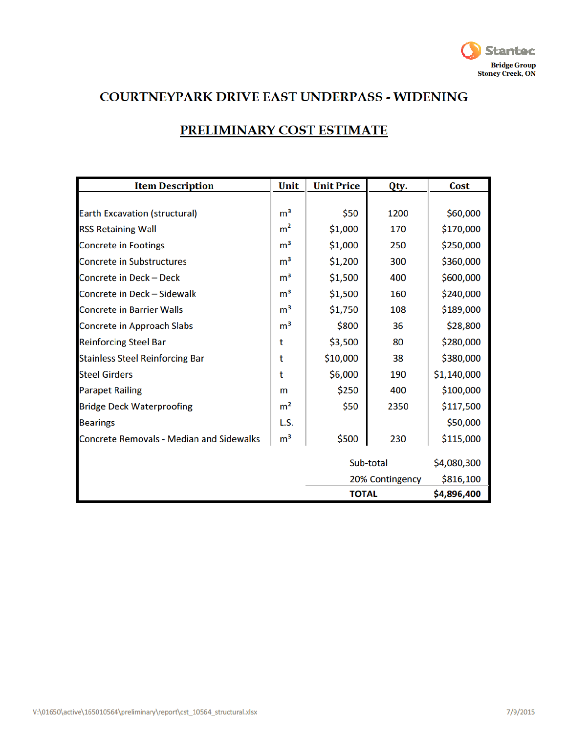Stantec
Bridge Group
Stoney Creek, ON

# COURTNEYPARK DRIVE EAST UNDERPASS - WIDENING

## PRELIMINARY COST ESTIMATE

| Item Description | Unit | Unit Price | Qty. | Cost |
|---|---|---|---|---|
| Earth Excavation (structural) | $m^3$ | $50 | 1200 | $60,000 |
| RSS Retaining Wall | $m^2$ | $1,000 | 170 | $170,000 |
| Concrete in Footings | $m^3$ | $1,000 | 250 | $250,000 |
| Concrete in Substructures | $m^3$ | $1,200 | 300 | $360,000 |
| Concrete in Deck – Deck | $m^3$ | $1,500 | 400 | $600,000 |
| Concrete in Deck – Sidewalk | $m^3$ | $1,500 | 160 | $240,000 |
| Concrete in Barrier Walls | $m^3$ | $1,750 | 108 | $189,000 |
| Concrete in Approach Slabs | $m^3$ | $800 | 36 | $28,800 |
| Reinforcing Steel Bar | t | $3,500 | 80 | $280,000 |
| Stainless Steel Reinforcing Bar | t | $10,000 | 38 | $380,000 |
| Steel Girders | t | $6,000 | 190 | $1,140,000 |
| Parapet Railing | m | $250 | 400 | $100,000 |
| Bridge Deck Waterproofing | $m^2$ | $50 | 2350 | $117,500 |
| Bearings | L.S. | | | $50,000 |
| Concrete Removals - Median and Sidewalks | $m^3$ | $500 | 230 | $115,000 |
| | | Sub-total | | $4,080,300 |
| | | 20% Contingency | | $816,100 |
| | | **TOTAL** | | **$4,896,400** |

V:\01650\active\165010564\preliminary\report\cst_10564_structural.xlsx 7/9/2015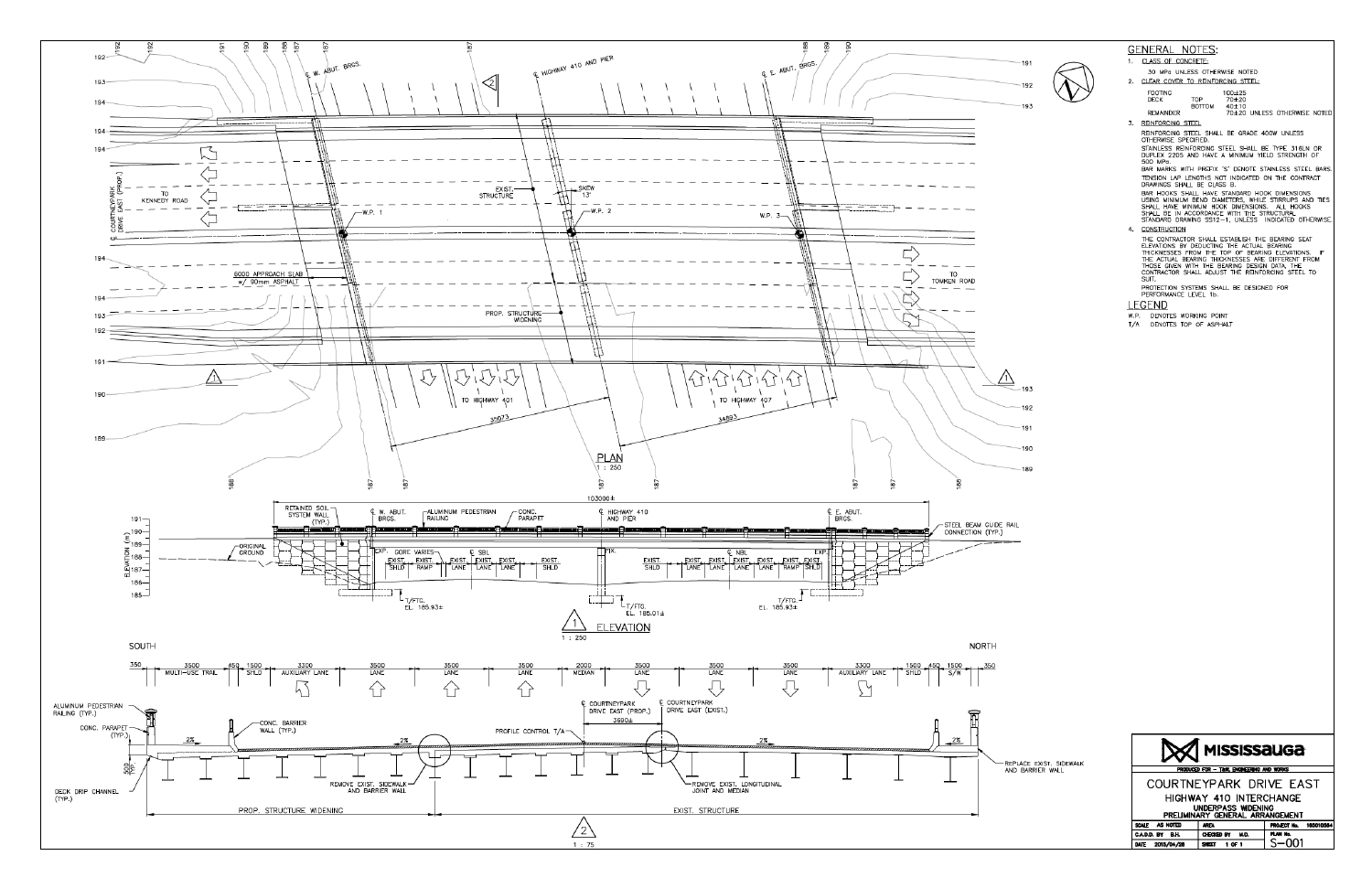## GENERAL NOTES:

1. CLASS OF CONCRETE:

   30 MPa UNLESS OTHERWISE NOTED

2. CLEAR COVER TO REINFORCING STEEL:

| | | |
|---|---|---|
| FOOTING | | 100±25 |
| DECK | TOP | 70±20 |
| | BOTTOM | 40±10 |
| REMAINDER | | 70±20 UNLESS OTHERWISE NOTED |

3. REINFORCING STEEL

   REINFORCING STEEL SHALL BE GRADE 400W UNLESS OTHERWISE SPECIFIED.

   STAINLESS REINFORCING STEEL SHALL BE TYPE 316LN OR DUPLEX 2205 AND HAVE A MINIMUM YIELD STRENGTH OF 500 MPa.

   BAR MARKS WITH PREFIX "S" DENOTE STAINLESS STEEL BARS.

   TENSION LAP LENGTHS NOT INDICATED ON THE CONTRACT DRAWINGS SHALL BE CLASS B.

   BAR HOOKS SHALL HAVE STANDARD HOOK DIMENSIONS USING MINIMUM BEND DIAMETERS, WHILE STIRRUPS AND TIES SHALL HAVE MINIMUM HOOK DIMENSIONS. ALL HOOKS SHALL BE IN ACCORDANCE WITH THE STRUCTURAL STANDARD DRAWING SS12-1, UNLESS INDICATED OTHERWISE.

4. CONSTRUCTION

   THE CONTRACTOR SHALL ESTABLISH THE BEARING SEAT ELEVATIONS BY DEDUCTING THE ACTUAL BEARING THICKNESSES FROM THE TOP OF BEARING ELEVATIONS. IF THE ACTUAL BEARING THICKNESSES ARE DIFFERENT FROM THOSE GIVEN WITH THE BEARING DESIGN DATA, THE CONTRACTOR SHALL ADJUST THE REINFORCING STEEL TO SUIT.

   PROTECTION SYSTEMS SHALL BE DESIGNED FOR PERFORMANCE LEVEL 1b.

## LEGEND

W.P. DENOTES WORKING POINT

T/A DENOTES TOP OF ASPHALT

## PLAN
1 : 250

℄ W. ABUT. BRGS.
℄ HIGHWAY 410 AND PIER
℄ E. ABUT. BRGS.
℄ COURTNEYPARK DRIVE EAST (PROP.)
TO KENNEDY ROAD
TO TOMKEN ROAD
EXIST. STRUCTURE
SKEW 13°
W.P. 1
W.P. 2
W.P. 3
6000 APPROACH SLAB w/ 90mm ASPHALT
PROP. STRUCTURE WIDENING
TO HIGHWAY 401
TO HIGHWAY 407
35073
34893

## ELEVATION
1 : 250

103000±
RETAINED SOIL SYSTEM WALL (TYP.)
℄ W. ABUT. BRGS.
ALUMINUM PEDESTRIAN RAILING
CONC. PARAPET
℄ HIGHWAY 410 AND PIER
℄ E. ABUT. BRGS.
STEEL BEAM GUIDE RAIL CONNECTION (TYP.)
ORIGINAL GROUND
EXP.
GORE VARIES
EXIST. SHLD
EXIST. RAMP
℄ SBL
EXIST. LANE
EXIST. LANE
EXIST. LANE
EXIST. SHLD
FIX.
EXIST. SHLD
℄ NBL
EXIST. LANE
EXIST. LANE
EXIST. LANE
EXIST. LANE
EXIST. RAMP
EXIST. SHLD
EXP.
T/FTG. EL. 185.93±
T/FTG. EL. 185.01±
T/FTG. EL. 185.93±
ELEVATION (m)
191 190 189 188 187 186 185

## SECTION
1 : 75

SOUTH — NORTH

350 | 3500 MULTI-USE TRAIL | 450 | 1500 SHLD | 3300 AUXILIARY LANE | 3500 LANE | 3500 LANE | 3500 LANE | 2000 MEDIAN | 3500 LANE | 3500 LANE | 3500 LANE | 3300 AUXILIARY LANE | 1500 SHLD | 450 | 1500 S/W | 350

ALUMINUM PEDESTRIAN RAILING (TYP.)
CONC. PARAPET (TYP.)
CONC. BARRIER WALL (TYP.)
℄ COURTNEYPARK DRIVE EAST (PROP.)
℄ COURTNEYPARK DRIVE EAST (EXIST.)
3690±
PROFILE CONTROL T/A
2%
500 TYP.
DECK DRIP CHANNEL (TYP.)
REMOVE EXIST. SIDEWALK AND BARRIER WALL
REMOVE EXIST. LONGITUDINAL JOINT AND MEDIAN
REPLACE EXIST. SIDEWALK AND BARRIER WALL
PROP. STRUCTURE WIDENING
EXIST. STRUCTURE

---

**MISSISSAUGA**

PRODUCED FOR - T&W, ENGINEERING AND WORKS

**COURTNEYPARK DRIVE EAST**
**HIGHWAY 410 INTERCHANGE**
**UNDERPASS WIDENING**
**PRELIMINARY GENERAL ARRANGEMENT**

| | | |
|---|---|---|
| SCALE AS NOTED | AREA | PROJECT No. 160010084 |
| C.A.D.D. BY B.H. | CHECKED BY M.O. | PLAN No. |
| DATE 2015/04/28 | SHEET 1 OF 1 | S-001 |